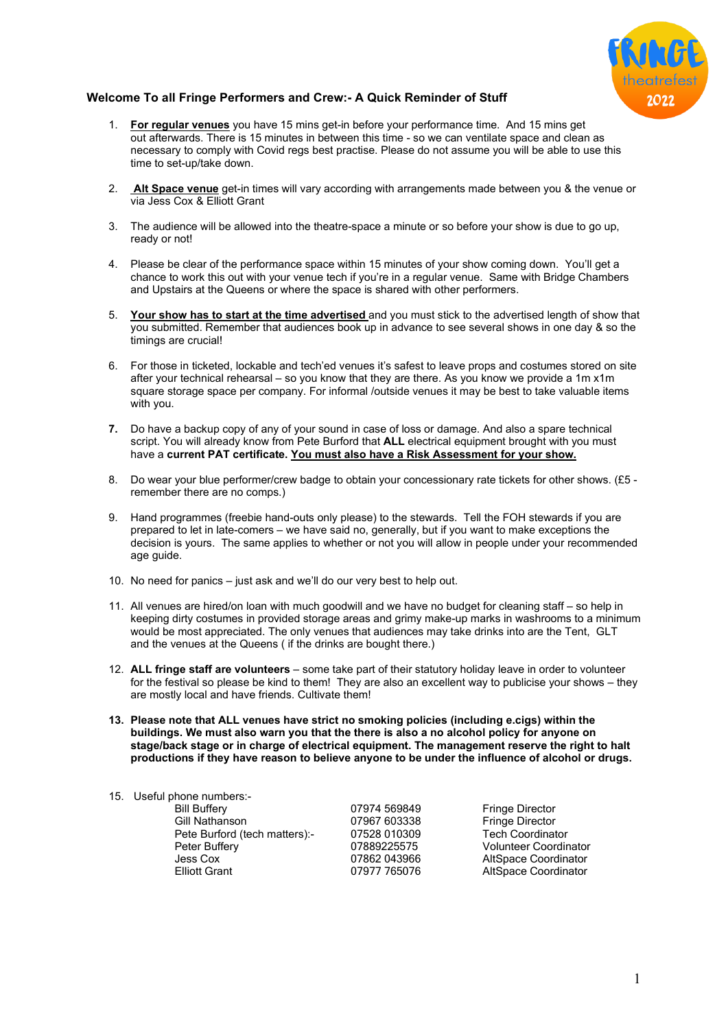## Welcome To all Fringe Performers and Crew:- A Quick Reminder of Stuff

1. **For regular venues** you have 15 mins get-in before your performance time. And 15 mins get out afterwards. There is 15 minutes in between this time - so we can ventilate space and clean as necessary to comply with Covid regs best practise. Please do not assume you will be able to use this time to set-up/take down.

2. **Alt Space venue** get-in times will vary according with arrangements made between you & the venue or via Jess Cox & Elliott Grant

3. The audience will be allowed into the theatre-space a minute or so before your show is due to go up, ready or not!

4. Please be clear of the performance space within 15 minutes of your show coming down. You'll get a chance to work this out with your venue tech if you're in a regular venue. Same with Bridge Chambers and Upstairs at the Queens or where the space is shared with other performers.

5. **Your show has to start at the time advertised** and you must stick to the advertised length of show that you submitted. Remember that audiences book up in advance to see several shows in one day & so the timings are crucial!

6. For those in ticketed, lockable and tech'ed venues it's safest to leave props and costumes stored on site after your technical rehearsal – so you know that they are there. As you know we provide a 1m x1m square storage space per company. For informal /outside venues it may be best to take valuable items with you.

7. Do have a backup copy of any of your sound in case of loss or damage. And also a spare technical script. You will already know from Pete Burford that **ALL** electrical equipment brought with you must have a **current PAT certificate.** You must also have a Risk Assessment for your show.

8. Do wear your blue performer/crew badge to obtain your concessionary rate tickets for other shows. (£5 - remember there are no comps.)

9. Hand programmes (freebie hand-outs only please) to the stewards. Tell the FOH stewards if you are prepared to let in late-comers – we have said no, generally, but if you want to make exceptions the decision is yours. The same applies to whether or not you will allow in people under your recommended age guide.

10. No need for panics – just ask and we'll do our very best to help out.

11. All venues are hired/on loan with much goodwill and we have no budget for cleaning staff – so help in keeping dirty costumes in provided storage areas and grimy make-up marks in washrooms to a minimum would be most appreciated. The only venues that audiences may take drinks into are the Tent, GLT and the venues at the Queens ( if the drinks are bought there.)

12. **ALL fringe staff are volunteers** – some take part of their statutory holiday leave in order to volunteer for the festival so please be kind to them! They are also an excellent way to publicise your shows – they are mostly local and have friends. Cultivate them!

13. **Please note that ALL venues have strict no smoking policies (including e.cigs) within the buildings. We must also warn you that the there is also a no alcohol policy for anyone on stage/back stage or in charge of electrical equipment. The management reserve the right to halt productions if they have reason to believe anyone to be under the influence of alcohol or drugs.**

15. Useful phone numbers:-

| | | |
|---|---|---|
| Bill Buffery | 07974 569849 | Fringe Director |
| Gill Nathanson | 07967 603338 | Fringe Director |
| Pete Burford (tech matters):- | 07528 010309 | Tech Coordinator |
| Peter Buffery | 07889225575 | Volunteer Coordinator |
| Jess Cox | 07862 043966 | AltSpace Coordinator |
| Elliott Grant | 07977 765076 | AltSpace Coordinator |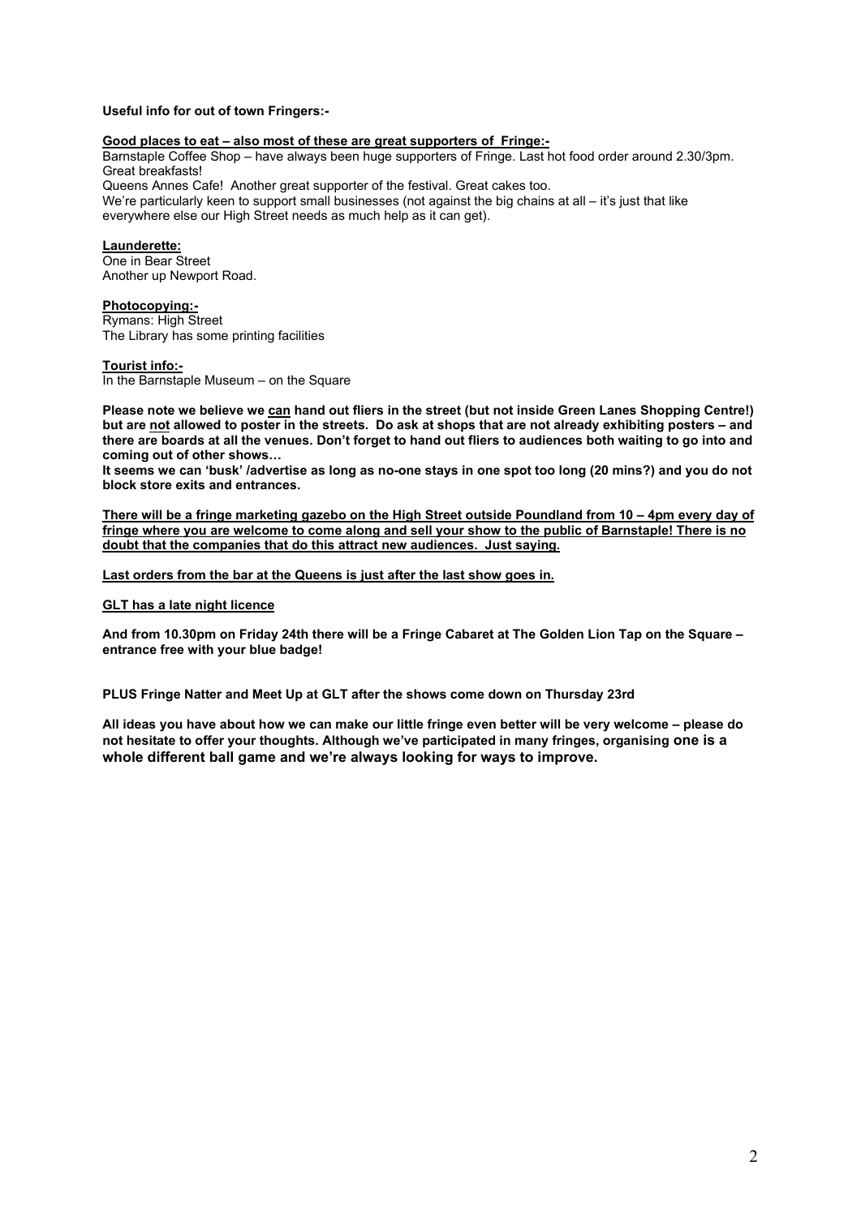**Useful info for out of town Fringers:-**

**Good places to eat – also most of these are great supporters of Fringe:-**

Barnstaple Coffee Shop – have always been huge supporters of Fringe. Last hot food order around 2.30/3pm. Great breakfasts!
Queens Annes Cafe! Another great supporter of the festival. Great cakes too.
We're particularly keen to support small businesses (not against the big chains at all – it's just that like everywhere else our High Street needs as much help as it can get).

**Launderette:**

One in Bear Street
Another up Newport Road.

**Photocopying:-**

Rymans: High Street
The Library has some printing facilities

**Tourist info:-**

In the Barnstaple Museum – on the Square

**Please note we believe we can hand out fliers in the street (but not inside Green Lanes Shopping Centre!) but are not allowed to poster in the streets. Do ask at shops that are not already exhibiting posters – and there are boards at all the venues. Don't forget to hand out fliers to audiences both waiting to go into and coming out of other shows…**

**It seems we can 'busk' /advertise as long as no-one stays in one spot too long (20 mins?) and you do not block store exits and entrances.**

**There will be a fringe marketing gazebo on the High Street outside Poundland from 10 – 4pm every day of fringe where you are welcome to come along and sell your show to the public of Barnstaple! There is no doubt that the companies that do this attract new audiences. Just saying.**

**Last orders from the bar at the Queens is just after the last show goes in.**

**GLT has a late night licence**

**And from 10.30pm on Friday 24th there will be a Fringe Cabaret at The Golden Lion Tap on the Square – entrance free with your blue badge!**

**PLUS Fringe Natter and Meet Up at GLT after the shows come down on Thursday 23rd**

**All ideas you have about how we can make our little fringe even better will be very welcome – please do not hesitate to offer your thoughts. Although we've participated in many fringes, organising one is a whole different ball game and we're always looking for ways to improve.**